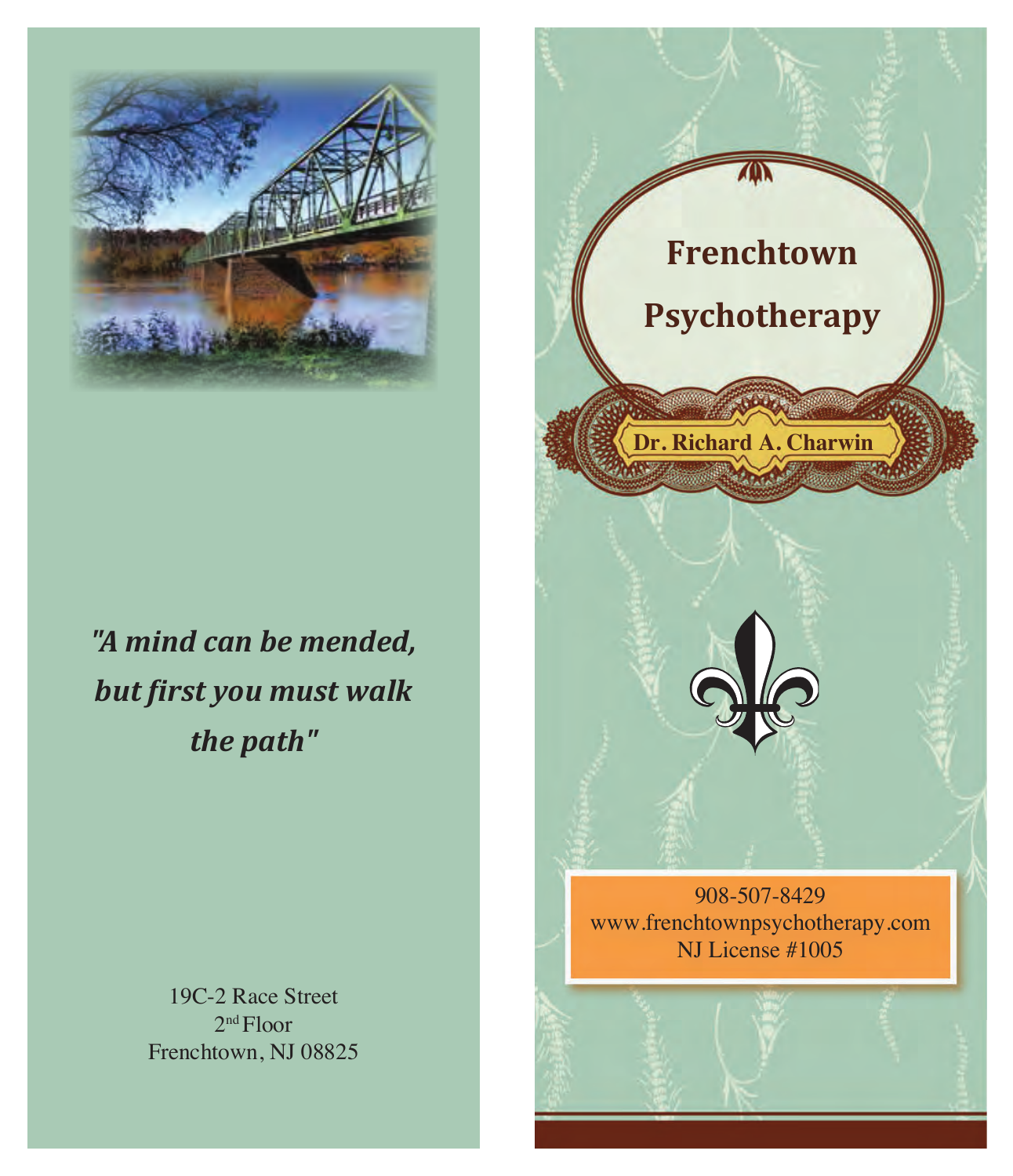*"A mind can be mended, but first you must walk the path"*

19C-2 Race Street
2nd Floor
Frenchtown, NJ 08825

# Frenchtown Psychotherapy

**Dr. Richard A. Charwin**

908-507-8429
www.frenchtownpsychotherapy.com
NJ License #1005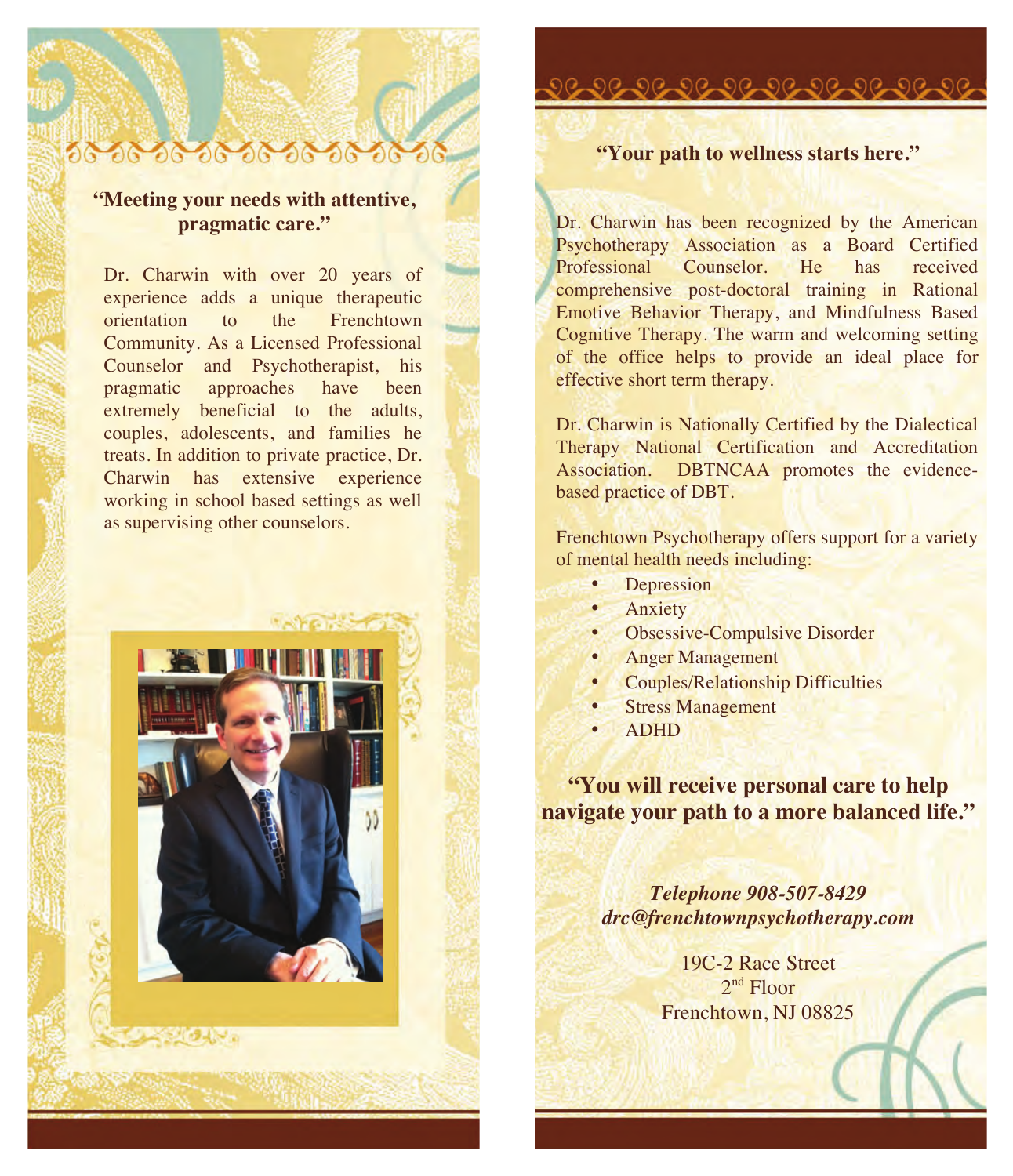**"Meeting your needs with attentive, pragmatic care."**

Dr. Charwin with over 20 years of experience adds a unique therapeutic orientation to the Frenchtown Community. As a Licensed Professional Counselor and Psychotherapist, his pragmatic approaches have been extremely beneficial to the adults, couples, adolescents, and families he treats. In addition to private practice, Dr. Charwin has extensive experience working in school based settings as well as supervising other counselors.

**"Your path to wellness starts here."**

Dr. Charwin has been recognized by the American Psychotherapy Association as a Board Certified Professional Counselor. He has received comprehensive post-doctoral training in Rational Emotive Behavior Therapy, and Mindfulness Based Cognitive Therapy. The warm and welcoming setting of the office helps to provide an ideal place for effective short term therapy.

Dr. Charwin is Nationally Certified by the Dialectical Therapy National Certification and Accreditation Association. DBTNCAA promotes the evidence-based practice of DBT.

Frenchtown Psychotherapy offers support for a variety of mental health needs including:

- Depression
- Anxiety
- Obsessive-Compulsive Disorder
- Anger Management
- Couples/Relationship Difficulties
- Stress Management
- ADHD

**"You will receive personal care to help navigate your path to a more balanced life."**

***Telephone 908-507-8429***
***drc@frenchtownpsychotherapy.com***

19C-2 Race Street
2nd Floor
Frenchtown, NJ 08825